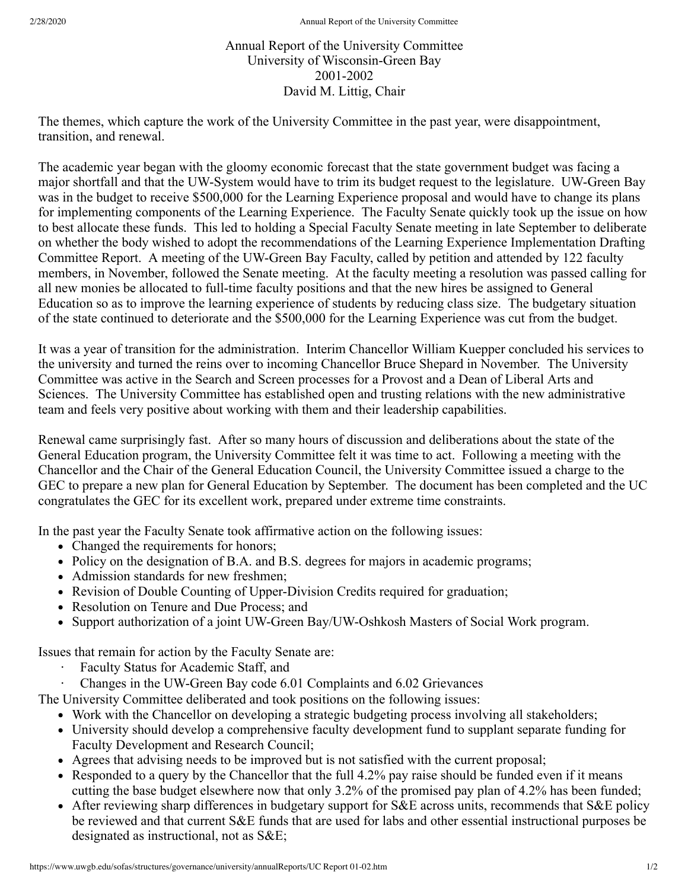# Annual Report of the University Committee
## University of Wisconsin-Green Bay
## 2001-2002
## David M. Littig, Chair

The themes, which capture the work of the University Committee in the past year, were disappointment, transition, and renewal.

The academic year began with the gloomy economic forecast that the state government budget was facing a major shortfall and that the UW-System would have to trim its budget request to the legislature. UW-Green Bay was in the budget to receive $500,000 for the Learning Experience proposal and would have to change its plans for implementing components of the Learning Experience. The Faculty Senate quickly took up the issue on how to best allocate these funds. This led to holding a Special Faculty Senate meeting in late September to deliberate on whether the body wished to adopt the recommendations of the Learning Experience Implementation Drafting Committee Report. A meeting of the UW-Green Bay Faculty, called by petition and attended by 122 faculty members, in November, followed the Senate meeting. At the faculty meeting a resolution was passed calling for all new monies be allocated to full-time faculty positions and that the new hires be assigned to General Education so as to improve the learning experience of students by reducing class size. The budgetary situation of the state continued to deteriorate and the $500,000 for the Learning Experience was cut from the budget.

It was a year of transition for the administration. Interim Chancellor William Kuepper concluded his services to the university and turned the reins over to incoming Chancellor Bruce Shepard in November. The University Committee was active in the Search and Screen processes for a Provost and a Dean of Liberal Arts and Sciences. The University Committee has established open and trusting relations with the new administrative team and feels very positive about working with them and their leadership capabilities.

Renewal came surprisingly fast. After so many hours of discussion and deliberations about the state of the General Education program, the University Committee felt it was time to act. Following a meeting with the Chancellor and the Chair of the General Education Council, the University Committee issued a charge to the GEC to prepare a new plan for General Education by September. The document has been completed and the UC congratulates the GEC for its excellent work, prepared under extreme time constraints.

In the past year the Faculty Senate took affirmative action on the following issues:

- Changed the requirements for honors;
- Policy on the designation of B.A. and B.S. degrees for majors in academic programs;
- Admission standards for new freshmen;
- Revision of Double Counting of Upper-Division Credits required for graduation;
- Resolution on Tenure and Due Process; and
- Support authorization of a joint UW-Green Bay/UW-Oshkosh Masters of Social Work program.

Issues that remain for action by the Faculty Senate are:

- Faculty Status for Academic Staff, and
- Changes in the UW-Green Bay code 6.01 Complaints and 6.02 Grievances

The University Committee deliberated and took positions on the following issues:

- Work with the Chancellor on developing a strategic budgeting process involving all stakeholders;
- University should develop a comprehensive faculty development fund to supplant separate funding for Faculty Development and Research Council;
- Agrees that advising needs to be improved but is not satisfied with the current proposal;
- Responded to a query by the Chancellor that the full 4.2% pay raise should be funded even if it means cutting the base budget elsewhere now that only 3.2% of the promised pay plan of 4.2% has been funded;
- After reviewing sharp differences in budgetary support for S&E across units, recommends that S&E policy be reviewed and that current S&E funds that are used for labs and other essential instructional purposes be designated as instructional, not as S&E;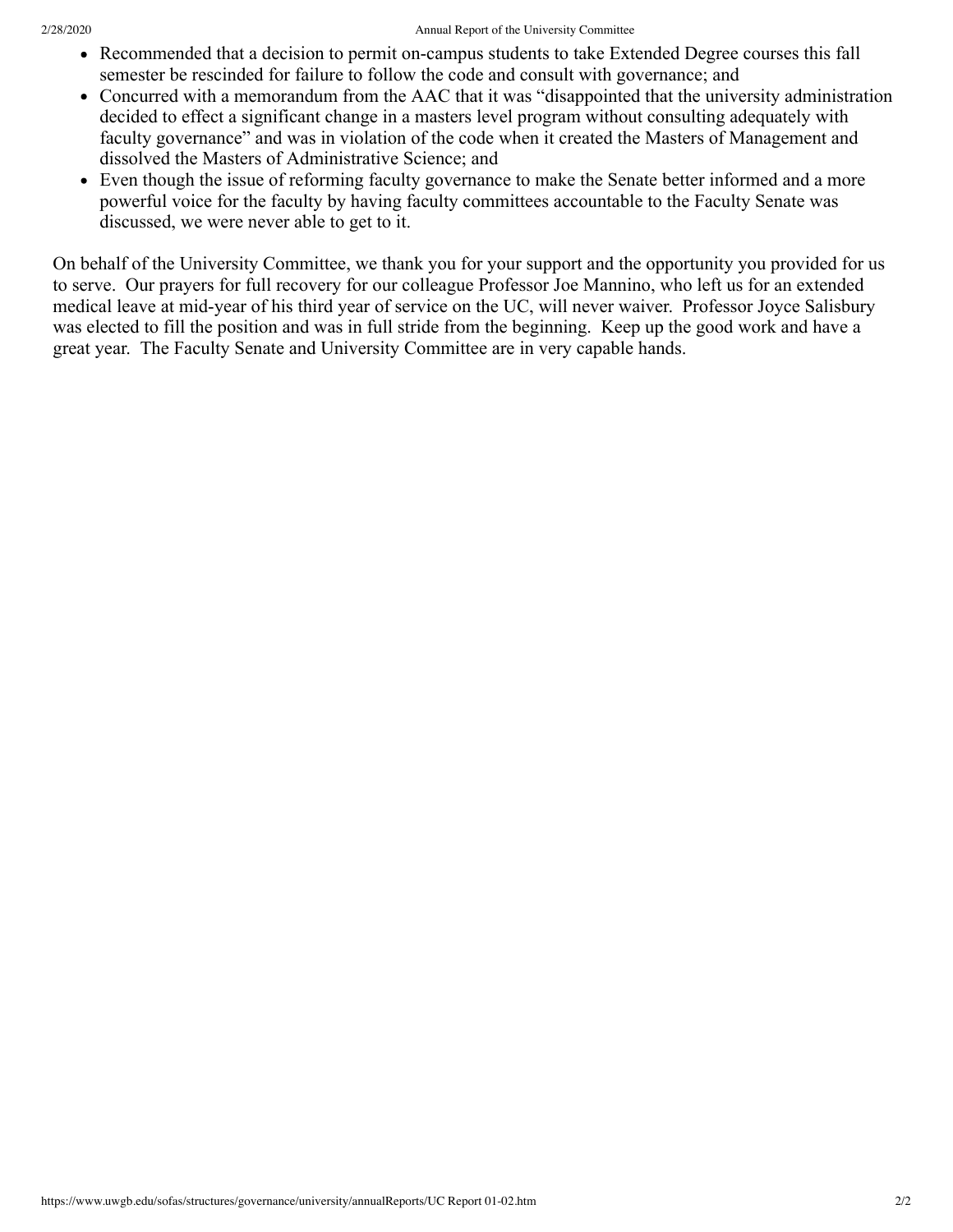- Recommended that a decision to permit on-campus students to take Extended Degree courses this fall semester be rescinded for failure to follow the code and consult with governance; and
- Concurred with a memorandum from the AAC that it was "disappointed that the university administration decided to effect a significant change in a masters level program without consulting adequately with faculty governance" and was in violation of the code when it created the Masters of Management and dissolved the Masters of Administrative Science; and
- Even though the issue of reforming faculty governance to make the Senate better informed and a more powerful voice for the faculty by having faculty committees accountable to the Faculty Senate was discussed, we were never able to get to it.

On behalf of the University Committee, we thank you for your support and the opportunity you provided for us to serve. Our prayers for full recovery for our colleague Professor Joe Mannino, who left us for an extended medical leave at mid-year of his third year of service on the UC, will never waiver. Professor Joyce Salisbury was elected to fill the position and was in full stride from the beginning. Keep up the good work and have a great year. The Faculty Senate and University Committee are in very capable hands.